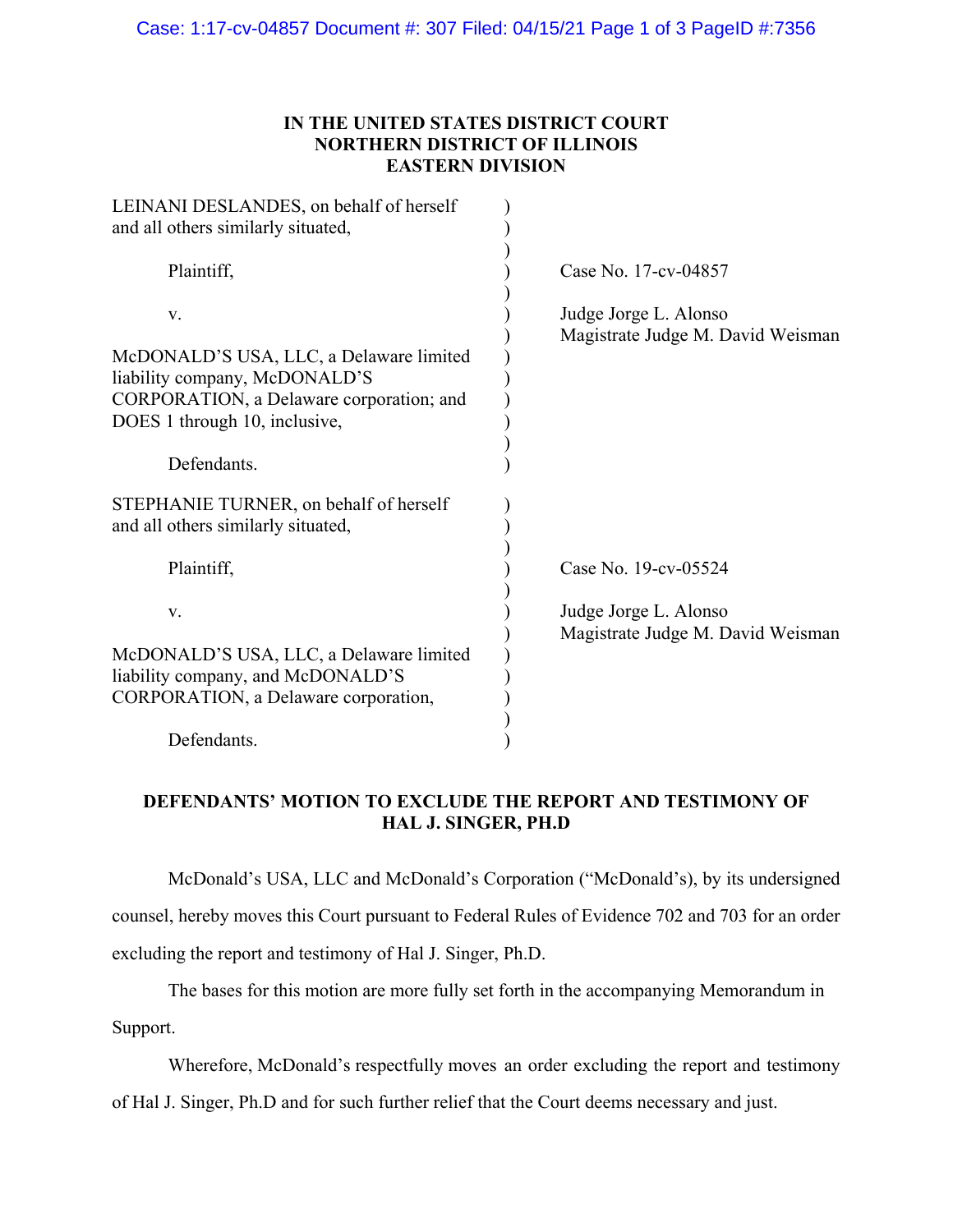**IN THE UNITED STATES DISTRICT COURT**
**NORTHERN DISTRICT OF ILLINOIS**
**EASTERN DIVISION**

| | |
|---|---|
| LEINANI DESLANDES, on behalf of herself and all others similarly situated,<br><br>Plaintiff,<br><br>v.<br><br>McDONALD'S USA, LLC, a Delaware limited liability company, McDONALD'S CORPORATION, a Delaware corporation; and DOES 1 through 10, inclusive,<br><br>Defendants. | Case No. 17-cv-04857<br><br>Judge Jorge L. Alonso<br>Magistrate Judge M. David Weisman |
| STEPHANIE TURNER, on behalf of herself and all others similarly situated,<br><br>Plaintiff,<br><br>v.<br><br>McDONALD'S USA, LLC, a Delaware limited liability company, and McDONALD'S CORPORATION, a Delaware corporation,<br><br>Defendants. | Case No. 19-cv-05524<br><br>Judge Jorge L. Alonso<br>Magistrate Judge M. David Weisman |

**DEFENDANTS' MOTION TO EXCLUDE THE REPORT AND TESTIMONY OF HAL J. SINGER, PH.D**

McDonald's USA, LLC and McDonald's Corporation ("McDonald's), by its undersigned counsel, hereby moves this Court pursuant to Federal Rules of Evidence 702 and 703 for an order excluding the report and testimony of Hal J. Singer, Ph.D.

The bases for this motion are more fully set forth in the accompanying Memorandum in Support.

Wherefore, McDonald's respectfully moves an order excluding the report and testimony of Hal J. Singer, Ph.D and for such further relief that the Court deems necessary and just.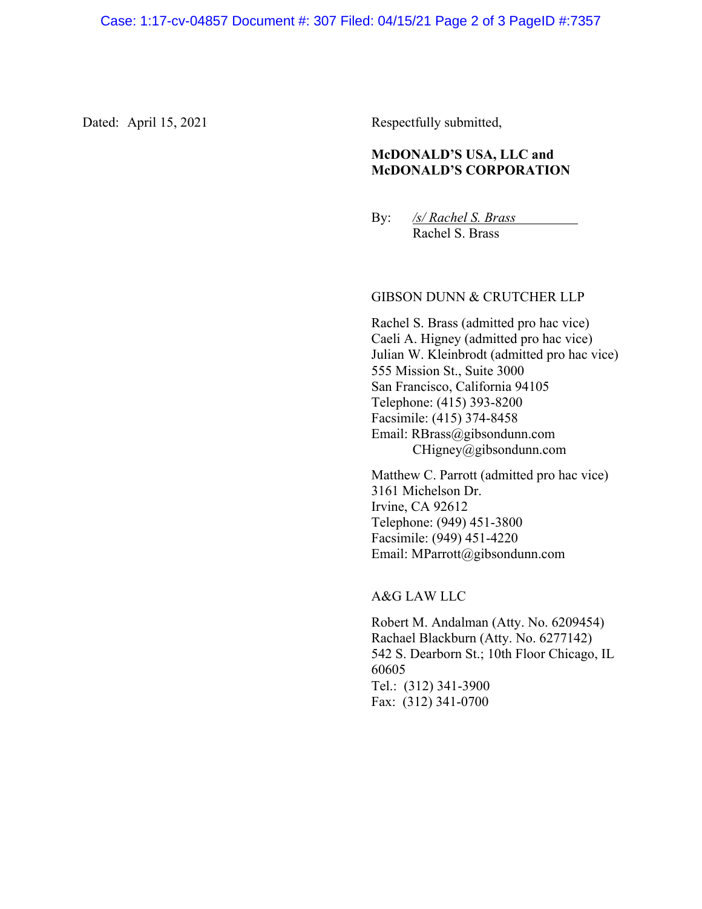Dated: April 15, 2021

Respectfully submitted,

**McDONALD'S USA, LLC and McDONALD'S CORPORATION**

By: */s/ Rachel S. Brass*
Rachel S. Brass

GIBSON DUNN & CRUTCHER LLP

Rachel S. Brass (admitted pro hac vice)
Caeli A. Higney (admitted pro hac vice)
Julian W. Kleinbrodt (admitted pro hac vice)
555 Mission St., Suite 3000
San Francisco, California 94105
Telephone: (415) 393-8200
Facsimile: (415) 374-8458
Email: RBrass@gibsondunn.com
CHigney@gibsondunn.com

Matthew C. Parrott (admitted pro hac vice)
3161 Michelson Dr.
Irvine, CA 92612
Telephone: (949) 451-3800
Facsimile: (949) 451-4220
Email: MParrott@gibsondunn.com

A&G LAW LLC

Robert M. Andalman (Atty. No. 6209454)
Rachael Blackburn (Atty. No. 6277142)
542 S. Dearborn St.; 10th Floor Chicago, IL 60605
Tel.: (312) 341-3900
Fax: (312) 341-0700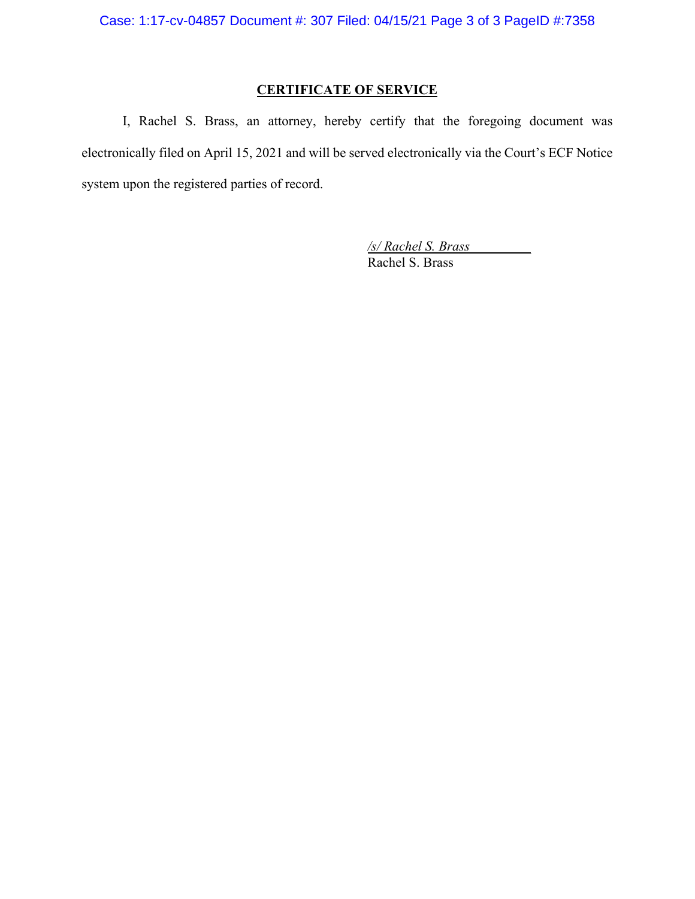**CERTIFICATE OF SERVICE**

I, Rachel S. Brass, an attorney, hereby certify that the foregoing document was electronically filed on April 15, 2021 and will be served electronically via the Court's ECF Notice system upon the registered parties of record.

*/s/ Rachel S. Brass*
Rachel S. Brass